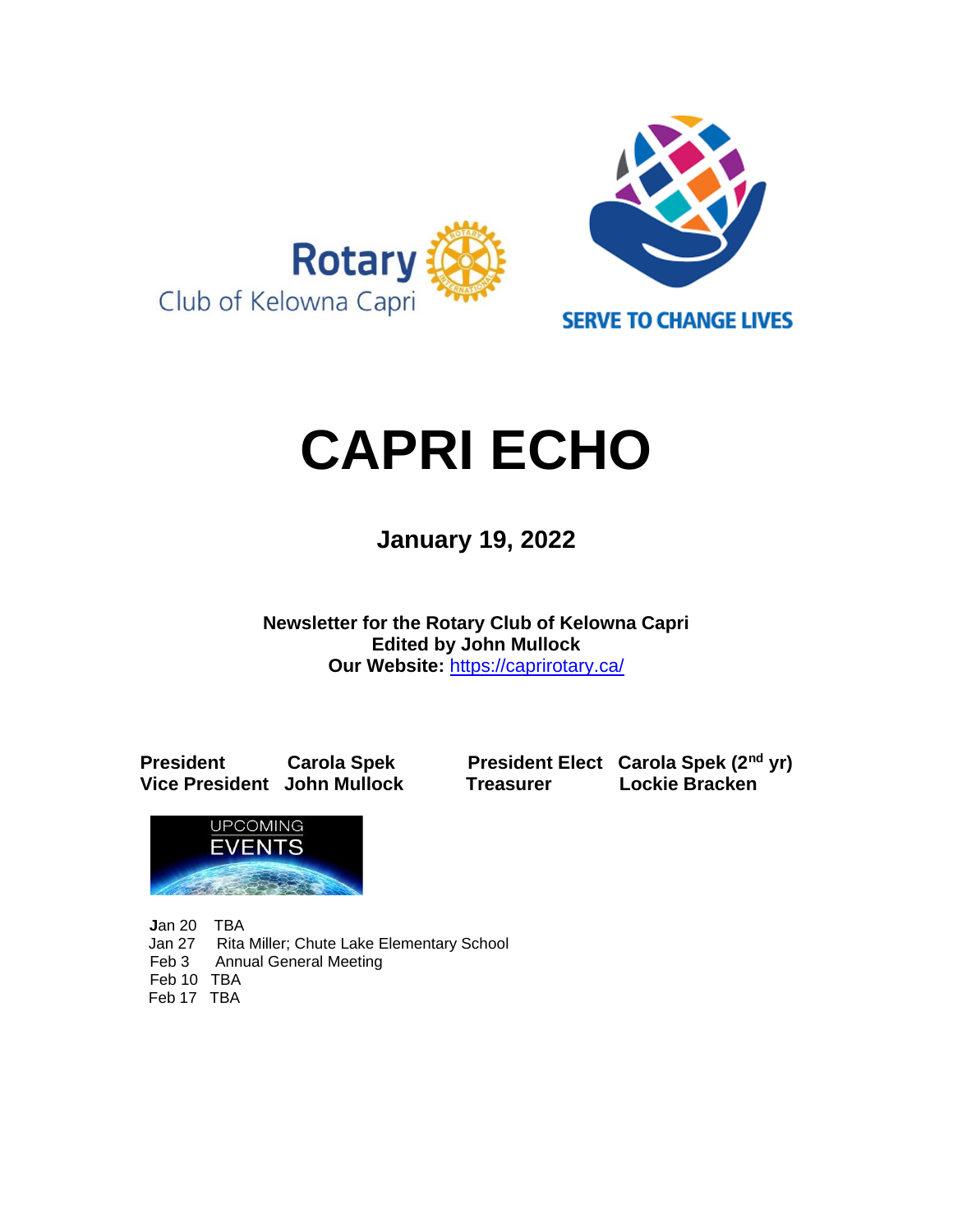Rotary
Club of Kelowna Capri

SERVE TO CHANGE LIVES

# CAPRI ECHO

## January 19, 2022

**Newsletter for the Rotary Club of Kelowna Capri**
**Edited by John Mullock**
**Our Website:** https://caprirotary.ca/

| | | | |
|---|---|---|---|
| **President** | **Carola Spek** | **President Elect** | **Carola Spek (2nd yr)** |
| **Vice President** | **John Mullock** | **Treasurer** | **Lockie Bracken** |

UPCOMING EVENTS

Jan 20 TBA
Jan 27 Rita Miller; Chute Lake Elementary School
Feb 3 Annual General Meeting
Feb 10 TBA
Feb 17 TBA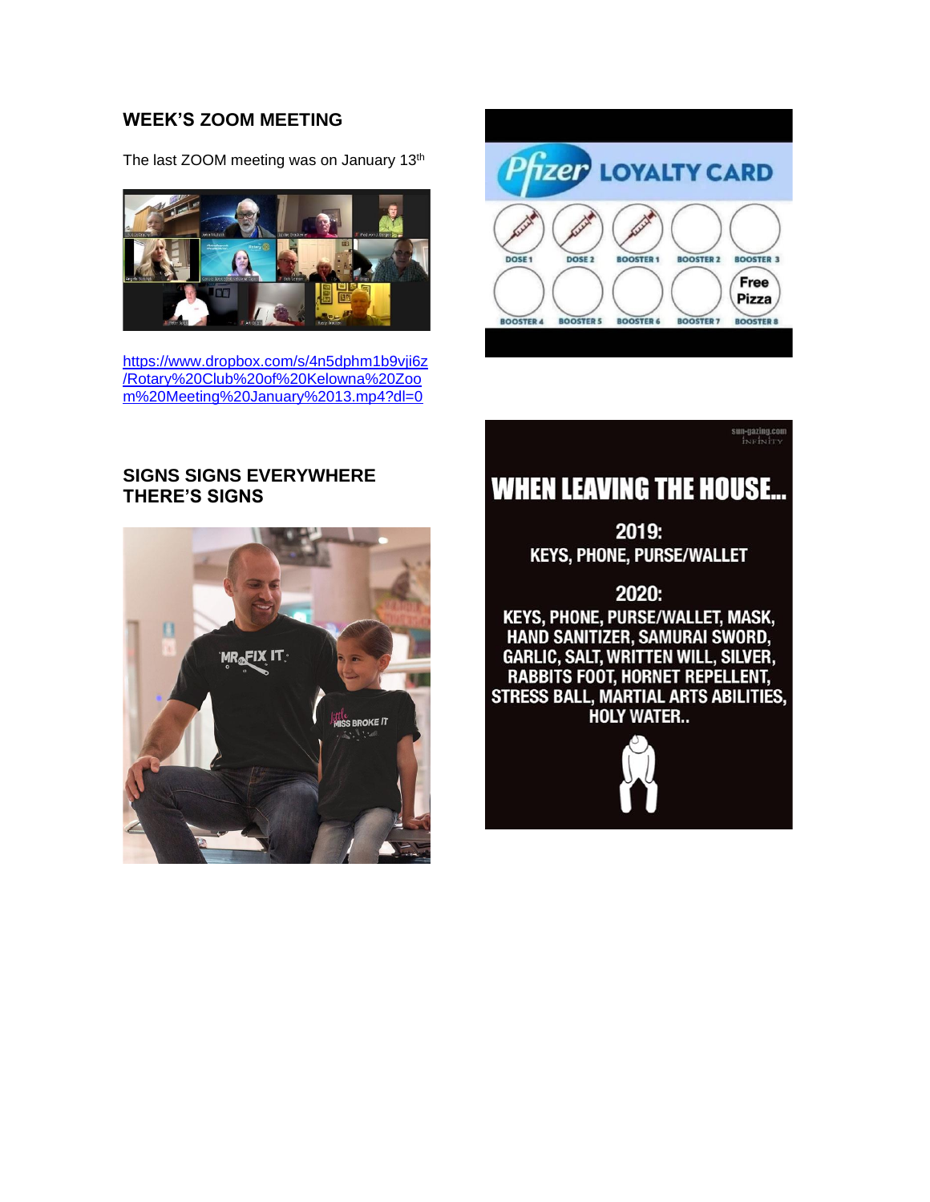## WEEK'S ZOOM MEETING

The last ZOOM meeting was on January 13th

https://www.dropbox.com/s/4n5dphm1b9vji6z/Rotary%20Club%20of%20Kelowna%20Zoom%20Meeting%20January%2013.mp4?dl=0

## SIGNS SIGNS EVERYWHERE THERE'S SIGNS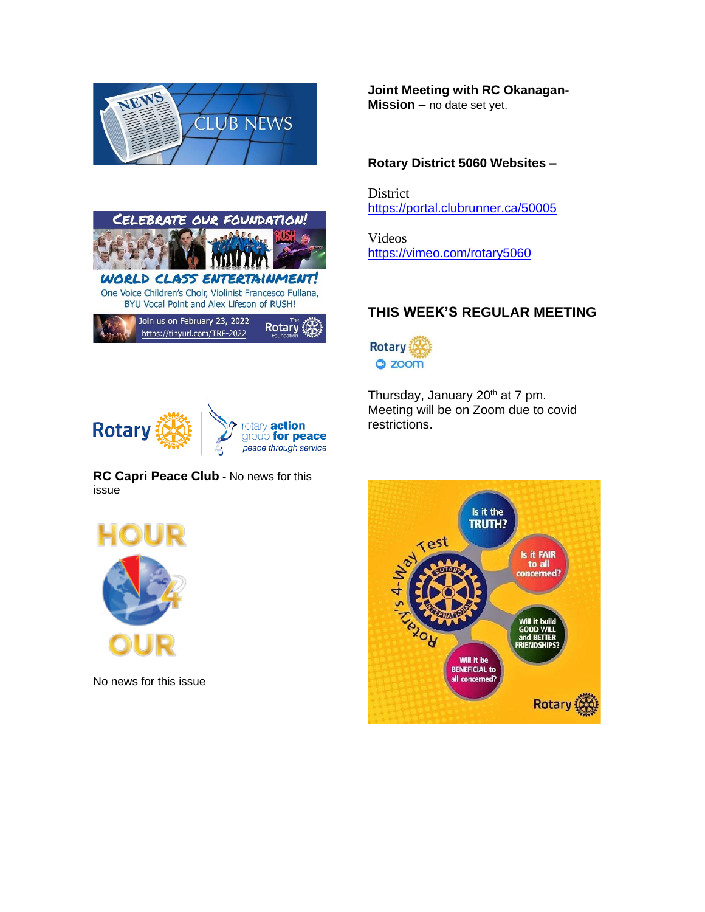CLUB NEWS

CELEBRATE OUR FOUNDATION!

WORLD CLASS ENTERTAINMENT!

One Voice Children's Choir, Violinist Francesco Fullana, BYU Vocal Point and Alex Lifeson of RUSH!

Join us on February 23, 2022 https://tinyurl.com/TRF-2022

**RC Capri Peace Club -** No news for this issue

HOUR 4 OUR

No news for this issue

**Joint Meeting with RC Okanagan-Mission –** no date set yet.

**Rotary District 5060 Websites –**

District
https://portal.clubrunner.ca/50005

Videos
https://vimeo.com/rotary5060

## THIS WEEK'S REGULAR MEETING

Thursday, January 20th at 7 pm.
Meeting will be on Zoom due to covid restrictions.

Rotary's 4-Way Test

- Is it the TRUTH?
- Is it FAIR to all concerned?
- Will it build GOOD WILL and BETTER FRIENDSHIPS?
- Will it be BENEFICIAL to all concerned?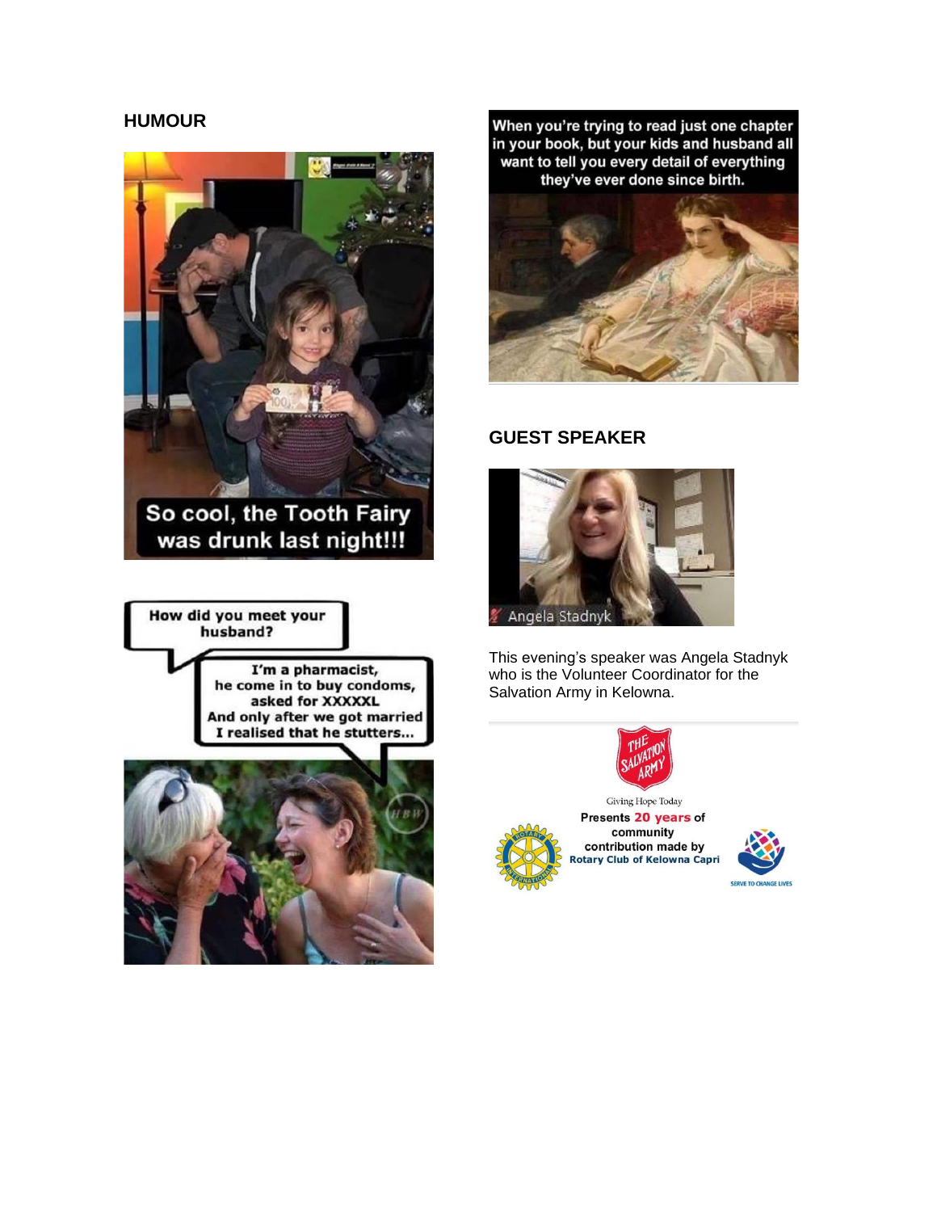## HUMOUR

So cool, the Tooth Fairy was drunk last night!!!

How did you meet your husband?

I'm a pharmacist, he come in to buy condoms, asked for XXXXXL And only after we got married I realised that he stutters...

When you're trying to read just one chapter in your book, but your kids and husband all want to tell you every detail of everything they've ever done since birth.

## GUEST SPEAKER

Angela Stadnyk

This evening's speaker was Angela Stadnyk who is the Volunteer Coordinator for the Salvation Army in Kelowna.

THE SALVATION ARMY

Giving Hope Today

Presents 20 years of community contribution made by Rotary Club of Kelowna Capri

SERVE TO CHANGE LIVES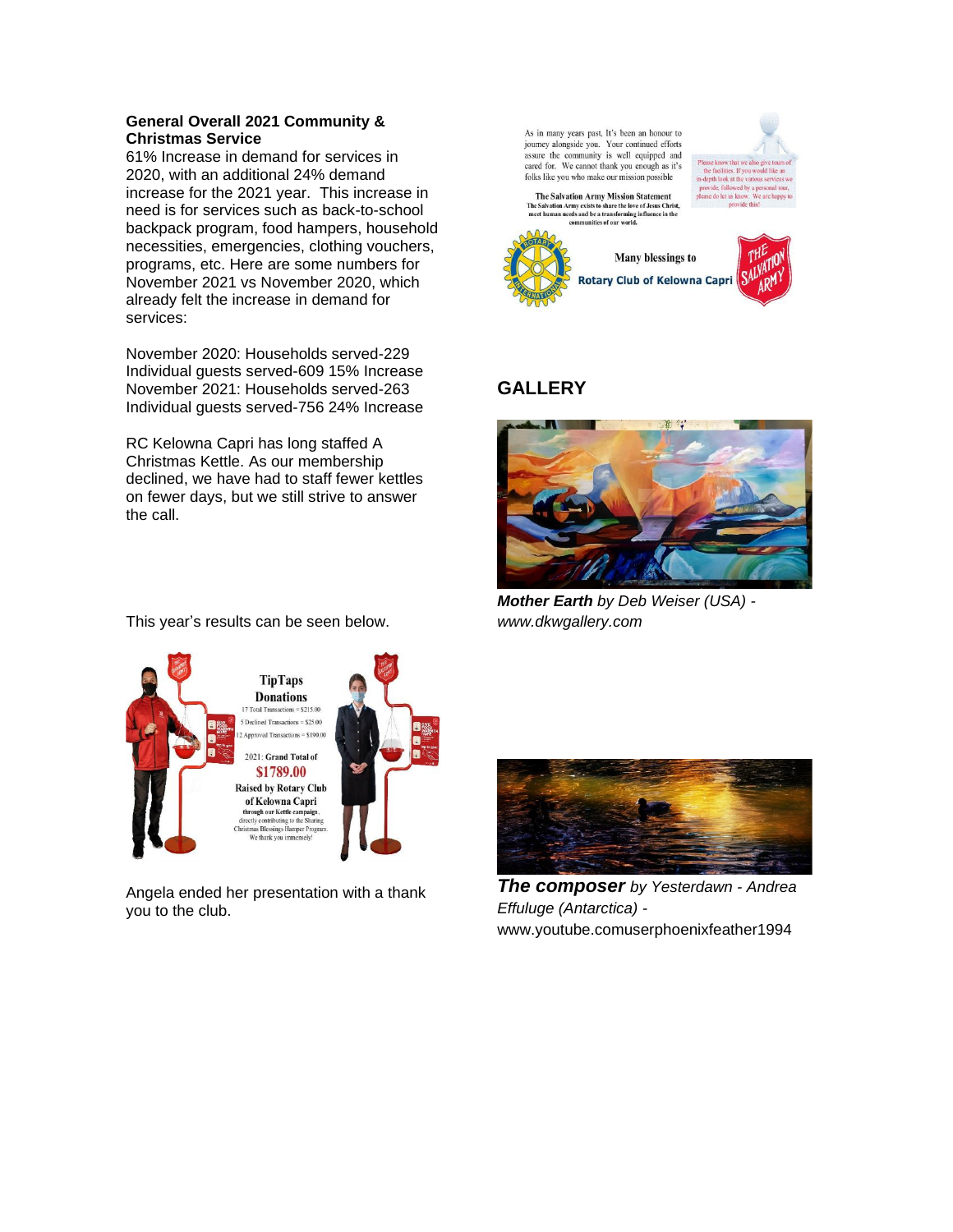**General Overall 2021 Community & Christmas Service**

61% Increase in demand for services in 2020, with an additional 24% demand increase for the 2021 year. This increase in need is for services such as back-to-school backpack program, food hampers, household necessities, emergencies, clothing vouchers, programs, etc. Here are some numbers for November 2021 vs November 2020, which already felt the increase in demand for services:

November 2020: Households served-229
Individual guests served-609 15% Increase
November 2021: Households served-263
Individual guests served-756 24% Increase

RC Kelowna Capri has long staffed A Christmas Kettle. As our membership declined, we have had to staff fewer kettles on fewer days, but we still strive to answer the call.

This year's results can be seen below.

Angela ended her presentation with a thank you to the club.

## GALLERY

***Mother Earth*** *by Deb Weiser (USA) - www.dkwgallery.com*

***The composer*** *by Yesterdawn - Andrea Effuluge (Antarctica) -* www.youtube.comuserphoenixfeather1994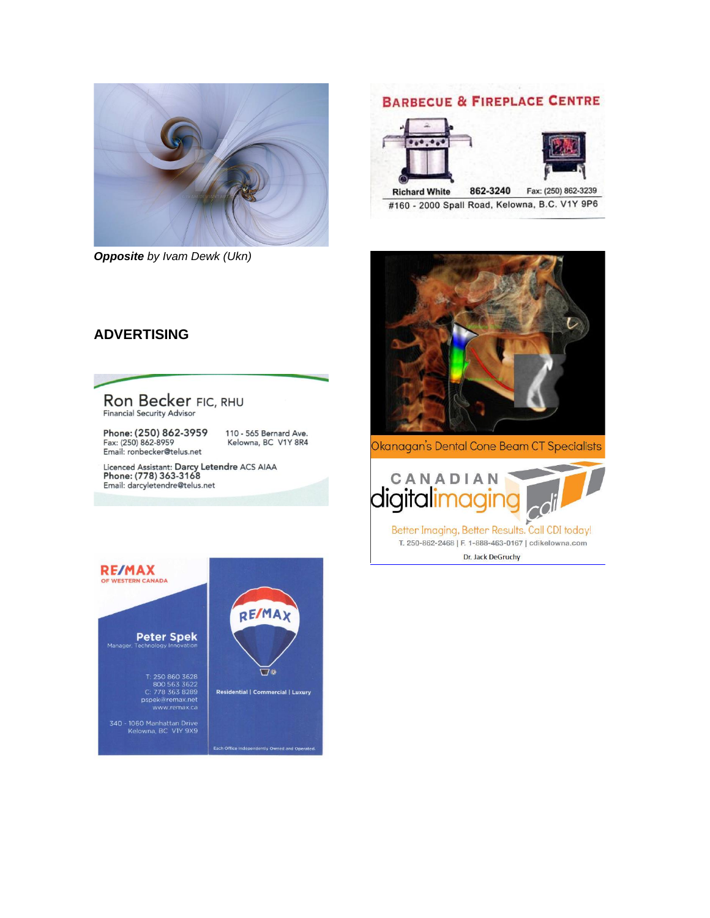***Opposite*** *by Ivam Dewk (Ukn)*

## ADVERTISING

Ron Becker FIC, RHU
Financial Security Advisor

Phone: (250) 862-3959
Fax: (250) 862-8959
Email: ronbecker@telus.net

110 - 565 Bernard Ave.
Kelowna, BC V1Y 8R4

Licenced Assistant: Darcy Letendre ACS AIAA
Phone: (778) 363-3168
Email: darcyletendre@telus.net

RE/MAX
OF WESTERN CANADA

Peter Spek
Manager, Technology Innovation

T: 250 860 3628
800 563 3622
C: 778 363 8289
pspek@remax.net
www.remax.ca

340 - 1060 Manhattan Drive
Kelowna, BC V1Y 9X9

RE/MAX

Residential | Commercial | Luxury

Each Office Independently Owned and Operated.

BARBECUE & FIREPLACE CENTRE

Richard White 862-3240 Fax: (250) 862-3239

#160 - 2000 Spall Road, Kelowna, B.C. V1Y 9P6

Okanagan's Dental Cone Beam CT Specialists

CANADIAN digitalimaging cdi

Better Imaging, Better Results. Call CDI today!

T. 250-862-2468 | F. 1-888-463-0167 | cdikelowna.com

Dr. Jack DeGruchy